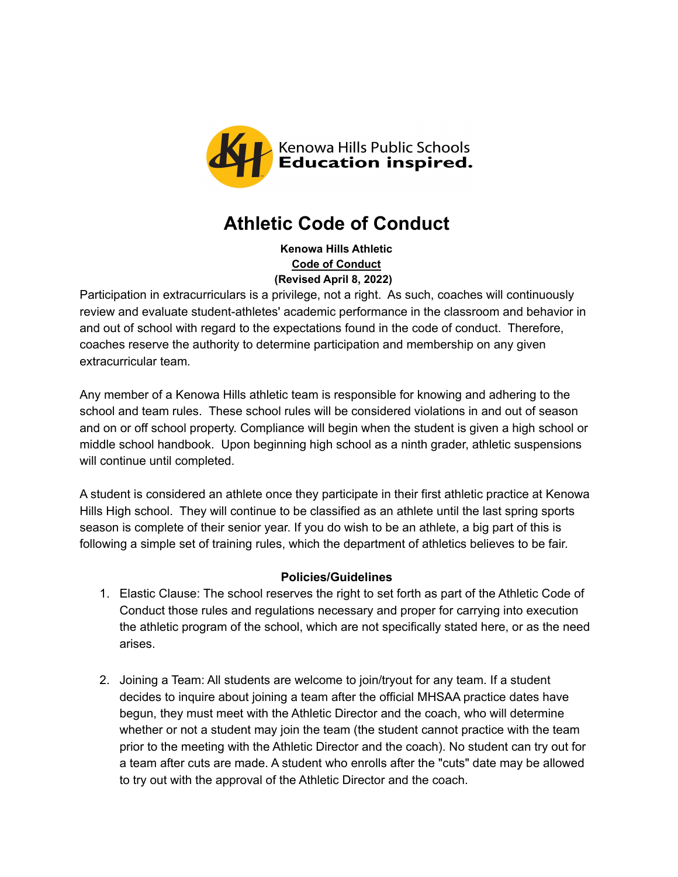Kenowa Hills Public Schools
**Education inspired.**

# Athletic Code of Conduct

**Kenowa Hills Athletic**
**Code of Conduct**
**(Revised April 8, 2022)**

Participation in extracurriculars is a privilege, not a right. As such, coaches will continuously review and evaluate student-athletes' academic performance in the classroom and behavior in and out of school with regard to the expectations found in the code of conduct. Therefore, coaches reserve the authority to determine participation and membership on any given extracurricular team.

Any member of a Kenowa Hills athletic team is responsible for knowing and adhering to the school and team rules. These school rules will be considered violations in and out of season and on or off school property. Compliance will begin when the student is given a high school or middle school handbook. Upon beginning high school as a ninth grader, athletic suspensions will continue until completed.

A student is considered an athlete once they participate in their first athletic practice at Kenowa Hills High school. They will continue to be classified as an athlete until the last spring sports season is complete of their senior year. If you do wish to be an athlete, a big part of this is following a simple set of training rules, which the department of athletics believes to be fair.

**Policies/Guidelines**

1. Elastic Clause: The school reserves the right to set forth as part of the Athletic Code of Conduct those rules and regulations necessary and proper for carrying into execution the athletic program of the school, which are not specifically stated here, or as the need arises.

2. Joining a Team: All students are welcome to join/tryout for any team. If a student decides to inquire about joining a team after the official MHSAA practice dates have begun, they must meet with the Athletic Director and the coach, who will determine whether or not a student may join the team (the student cannot practice with the team prior to the meeting with the Athletic Director and the coach). No student can try out for a team after cuts are made. A student who enrolls after the "cuts" date may be allowed to try out with the approval of the Athletic Director and the coach.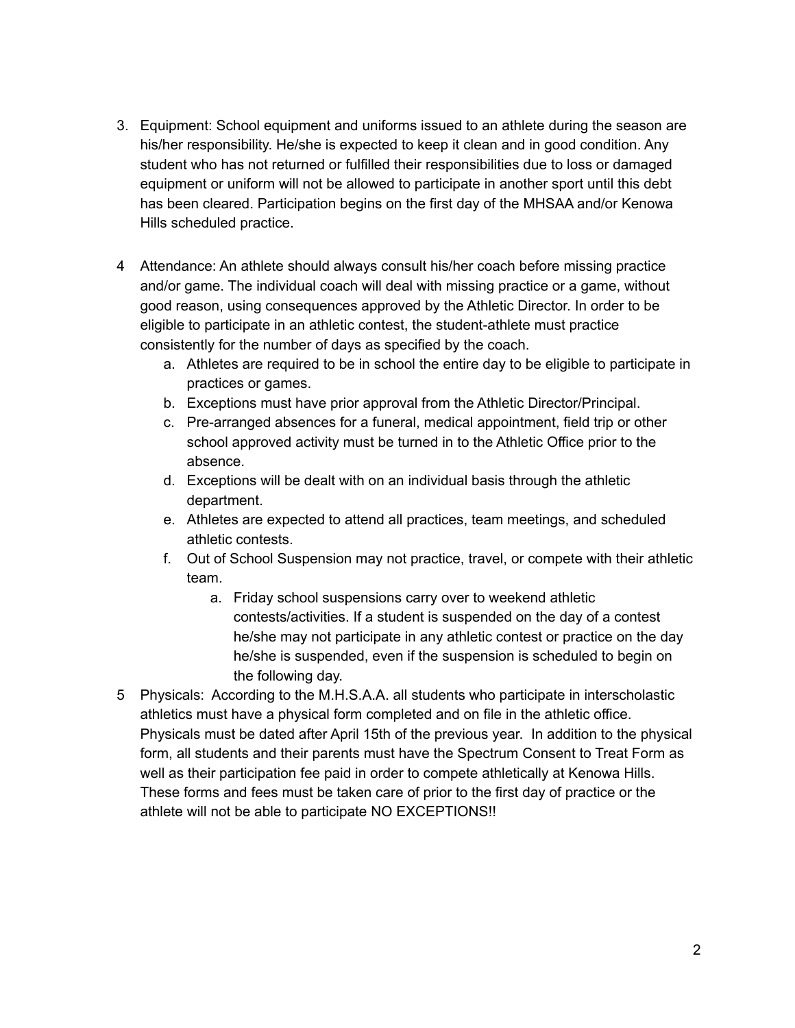3. Equipment: School equipment and uniforms issued to an athlete during the season are his/her responsibility. He/she is expected to keep it clean and in good condition. Any student who has not returned or fulfilled their responsibilities due to loss or damaged equipment or uniform will not be allowed to participate in another sport until this debt has been cleared. Participation begins on the first day of the MHSAA and/or Kenowa Hills scheduled practice.

4 Attendance: An athlete should always consult his/her coach before missing practice and/or game. The individual coach will deal with missing practice or a game, without good reason, using consequences approved by the Athletic Director. In order to be eligible to participate in an athletic contest, the student-athlete must practice consistently for the number of days as specified by the coach.
   a. Athletes are required to be in school the entire day to be eligible to participate in practices or games.
   b. Exceptions must have prior approval from the Athletic Director/Principal.
   c. Pre-arranged absences for a funeral, medical appointment, field trip or other school approved activity must be turned in to the Athletic Office prior to the absence.
   d. Exceptions will be dealt with on an individual basis through the athletic department.
   e. Athletes are expected to attend all practices, team meetings, and scheduled athletic contests.
   f. Out of School Suspension may not practice, travel, or compete with their athletic team.
      a. Friday school suspensions carry over to weekend athletic contests/activities. If a student is suspended on the day of a contest he/she may not participate in any athletic contest or practice on the day he/she is suspended, even if the suspension is scheduled to begin on the following day.

5 Physicals: According to the M.H.S.A.A. all students who participate in interscholastic athletics must have a physical form completed and on file in the athletic office. Physicals must be dated after April 15th of the previous year. In addition to the physical form, all students and their parents must have the Spectrum Consent to Treat Form as well as their participation fee paid in order to compete athletically at Kenowa Hills. These forms and fees must be taken care of prior to the first day of practice or the athlete will not be able to participate NO EXCEPTIONS!!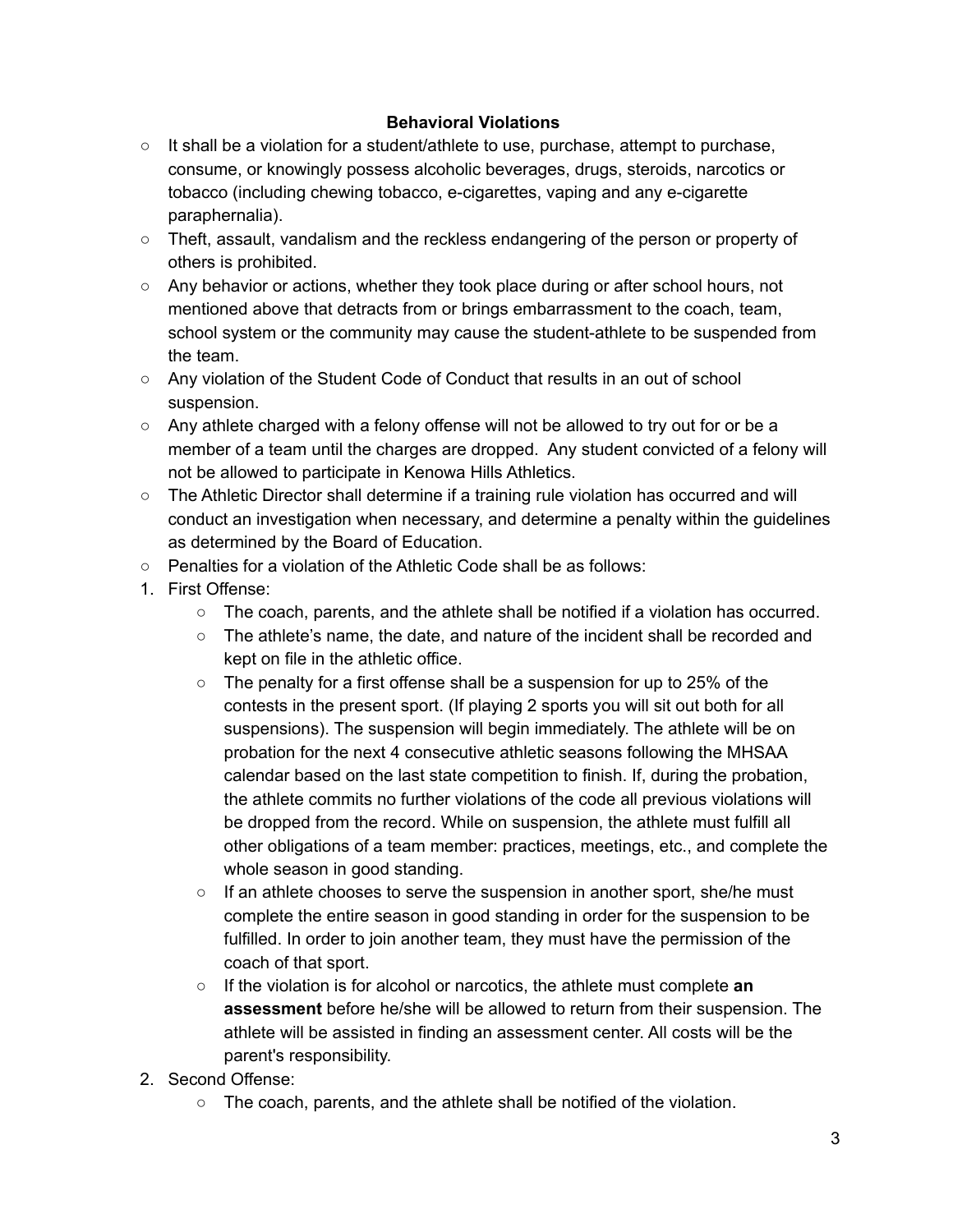## Behavioral Violations

- It shall be a violation for a student/athlete to use, purchase, attempt to purchase, consume, or knowingly possess alcoholic beverages, drugs, steroids, narcotics or tobacco (including chewing tobacco, e-cigarettes, vaping and any e-cigarette paraphernalia).
- Theft, assault, vandalism and the reckless endangering of the person or property of others is prohibited.
- Any behavior or actions, whether they took place during or after school hours, not mentioned above that detracts from or brings embarrassment to the coach, team, school system or the community may cause the student-athlete to be suspended from the team.
- Any violation of the Student Code of Conduct that results in an out of school suspension.
- Any athlete charged with a felony offense will not be allowed to try out for or be a member of a team until the charges are dropped. Any student convicted of a felony will not be allowed to participate in Kenowa Hills Athletics.
- The Athletic Director shall determine if a training rule violation has occurred and will conduct an investigation when necessary, and determine a penalty within the guidelines as determined by the Board of Education.
- Penalties for a violation of the Athletic Code shall be as follows:

1. First Offense:
    - The coach, parents, and the athlete shall be notified if a violation has occurred.
    - The athlete's name, the date, and nature of the incident shall be recorded and kept on file in the athletic office.
    - The penalty for a first offense shall be a suspension for up to 25% of the contests in the present sport. (If playing 2 sports you will sit out both for all suspensions). The suspension will begin immediately. The athlete will be on probation for the next 4 consecutive athletic seasons following the MHSAA calendar based on the last state competition to finish. If, during the probation, the athlete commits no further violations of the code all previous violations will be dropped from the record. While on suspension, the athlete must fulfill all other obligations of a team member: practices, meetings, etc., and complete the whole season in good standing.
    - If an athlete chooses to serve the suspension in another sport, she/he must complete the entire season in good standing in order for the suspension to be fulfilled. In order to join another team, they must have the permission of the coach of that sport.
    - If the violation is for alcohol or narcotics, the athlete must complete **an assessment** before he/she will be allowed to return from their suspension. The athlete will be assisted in finding an assessment center. All costs will be the parent's responsibility.
2. Second Offense:
    - The coach, parents, and the athlete shall be notified of the violation.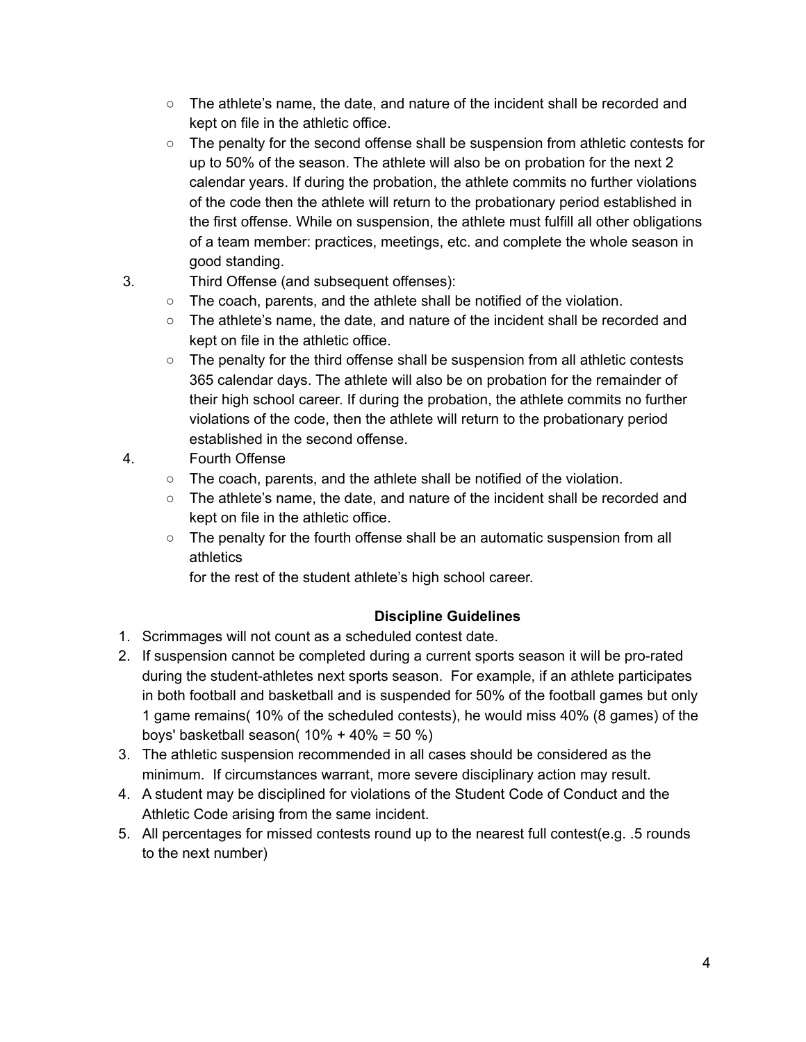- The athlete's name, the date, and nature of the incident shall be recorded and kept on file in the athletic office.
- The penalty for the second offense shall be suspension from athletic contests for up to 50% of the season. The athlete will also be on probation for the next 2 calendar years. If during the probation, the athlete commits no further violations of the code then the athlete will return to the probationary period established in the first offense. While on suspension, the athlete must fulfill all other obligations of a team member: practices, meetings, etc. and complete the whole season in good standing.

3. Third Offense (and subsequent offenses):
   - The coach, parents, and the athlete shall be notified of the violation.
   - The athlete's name, the date, and nature of the incident shall be recorded and kept on file in the athletic office.
   - The penalty for the third offense shall be suspension from all athletic contests 365 calendar days. The athlete will also be on probation for the remainder of their high school career. If during the probation, the athlete commits no further violations of the code, then the athlete will return to the probationary period established in the second offense.
4. Fourth Offense
   - The coach, parents, and the athlete shall be notified of the violation.
   - The athlete's name, the date, and nature of the incident shall be recorded and kept on file in the athletic office.
   - The penalty for the fourth offense shall be an automatic suspension from all athletics
     for the rest of the student athlete's high school career.

**Discipline Guidelines**

1. Scrimmages will not count as a scheduled contest date.
2. If suspension cannot be completed during a current sports season it will be pro-rated during the student-athletes next sports season. For example, if an athlete participates in both football and basketball and is suspended for 50% of the football games but only 1 game remains( 10% of the scheduled contests), he would miss 40% (8 games) of the boys' basketball season( 10% + 40% = 50 %)
3. The athletic suspension recommended in all cases should be considered as the minimum. If circumstances warrant, more severe disciplinary action may result.
4. A student may be disciplined for violations of the Student Code of Conduct and the Athletic Code arising from the same incident.
5. All percentages for missed contests round up to the nearest full contest(e.g. .5 rounds to the next number)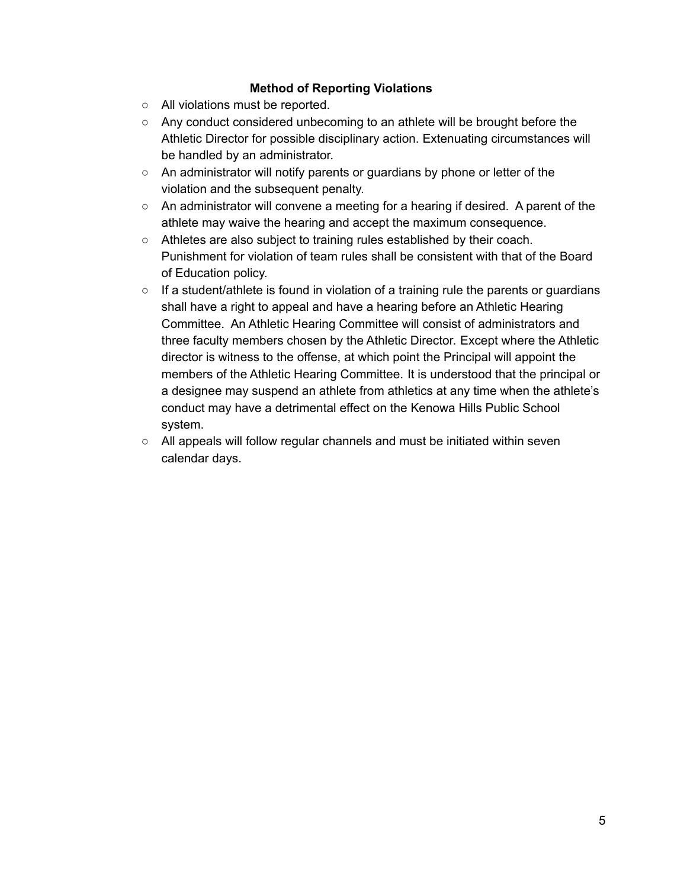### Method of Reporting Violations

- All violations must be reported.
- Any conduct considered unbecoming to an athlete will be brought before the Athletic Director for possible disciplinary action. Extenuating circumstances will be handled by an administrator.
- An administrator will notify parents or guardians by phone or letter of the violation and the subsequent penalty.
- An administrator will convene a meeting for a hearing if desired. A parent of the athlete may waive the hearing and accept the maximum consequence.
- Athletes are also subject to training rules established by their coach. Punishment for violation of team rules shall be consistent with that of the Board of Education policy.
- If a student/athlete is found in violation of a training rule the parents or guardians shall have a right to appeal and have a hearing before an Athletic Hearing Committee. An Athletic Hearing Committee will consist of administrators and three faculty members chosen by the Athletic Director. Except where the Athletic director is witness to the offense, at which point the Principal will appoint the members of the Athletic Hearing Committee. It is understood that the principal or a designee may suspend an athlete from athletics at any time when the athlete's conduct may have a detrimental effect on the Kenowa Hills Public School system.
- All appeals will follow regular channels and must be initiated within seven calendar days.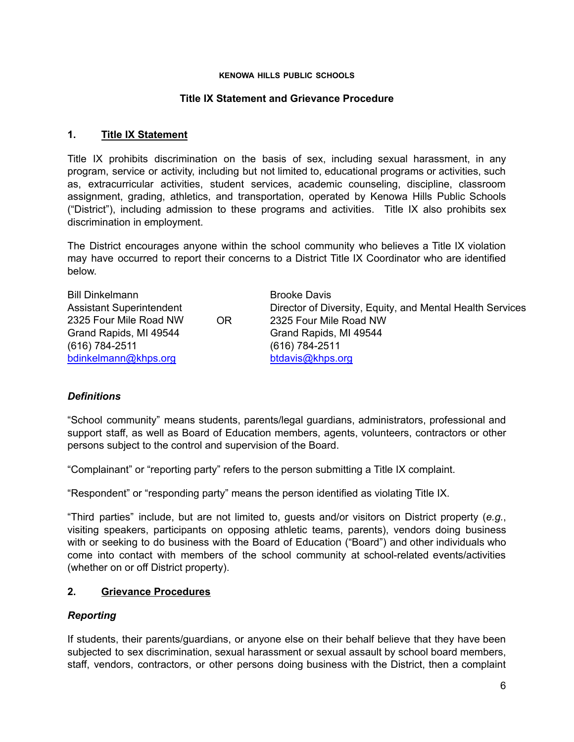**KENOWA HILLS PUBLIC SCHOOLS**

**Title IX Statement and Grievance Procedure**

## 1. Title IX Statement

Title IX prohibits discrimination on the basis of sex, including sexual harassment, in any program, service or activity, including but not limited to, educational programs or activities, such as, extracurricular activities, student services, academic counseling, discipline, classroom assignment, grading, athletics, and transportation, operated by Kenowa Hills Public Schools ("District"), including admission to these programs and activities. Title IX also prohibits sex discrimination in employment.

The District encourages anyone within the school community who believes a Title IX violation may have occurred to report their concerns to a District Title IX Coordinator who are identified below.

| | | |
|---|---|---|
| Bill Dinkelmann<br>Assistant Superintendent<br>2325 Four Mile Road NW<br>Grand Rapids, MI 49544<br>(616) 784-2511<br>bdinkelmann@khps.org | OR | Brooke Davis<br>Director of Diversity, Equity, and Mental Health Services<br>2325 Four Mile Road NW<br>Grand Rapids, MI 49544<br>(616) 784-2511<br>btdavis@khps.org |

### *Definitions*

"School community" means students, parents/legal guardians, administrators, professional and support staff, as well as Board of Education members, agents, volunteers, contractors or other persons subject to the control and supervision of the Board.

"Complainant" or "reporting party" refers to the person submitting a Title IX complaint.

"Respondent" or "responding party" means the person identified as violating Title IX.

"Third parties" include, but are not limited to, guests and/or visitors on District property (*e.g.*, visiting speakers, participants on opposing athletic teams, parents), vendors doing business with or seeking to do business with the Board of Education ("Board") and other individuals who come into contact with members of the school community at school-related events/activities (whether on or off District property).

## 2. Grievance Procedures

### *Reporting*

If students, their parents/guardians, or anyone else on their behalf believe that they have been subjected to sex discrimination, sexual harassment or sexual assault by school board members, staff, vendors, contractors, or other persons doing business with the District, then a complaint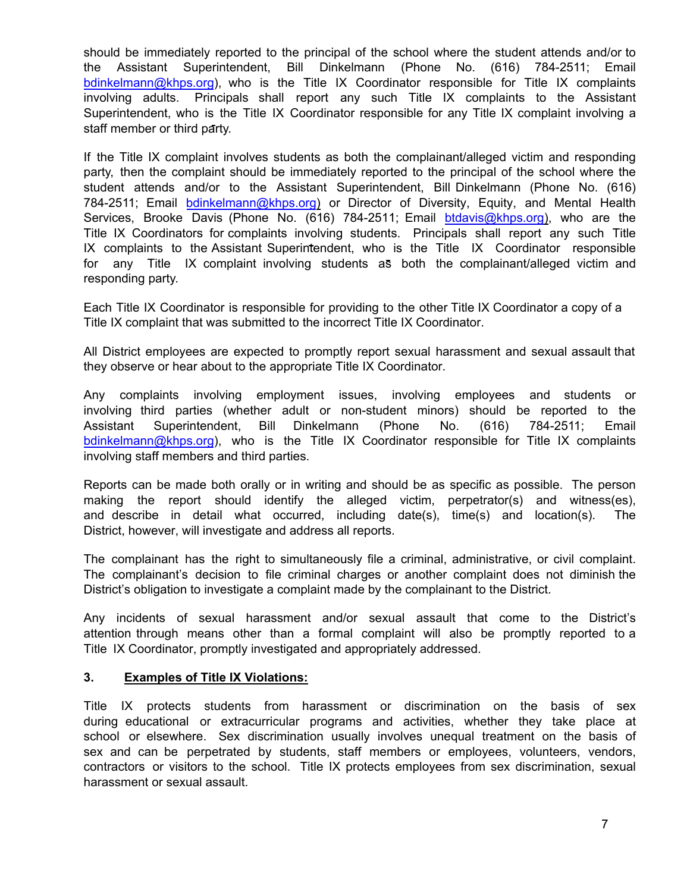should be immediately reported to the principal of the school where the student attends and/or to the Assistant Superintendent, Bill Dinkelmann (Phone No. (616) 784-2511; Email bdinkelmann@khps.org), who is the Title IX Coordinator responsible for Title IX complaints involving adults. Principals shall report any such Title IX complaints to the Assistant Superintendent, who is the Title IX Coordinator responsible for any Title IX complaint involving a staff member or third party.

If the Title IX complaint involves students as both the complainant/alleged victim and responding party, then the complaint should be immediately reported to the principal of the school where the student attends and/or to the Assistant Superintendent, Bill Dinkelmann (Phone No. (616) 784-2511; Email bdinkelmann@khps.org) or Director of Diversity, Equity, and Mental Health Services, Brooke Davis (Phone No. (616) 784-2511; Email btdavis@khps.org), who are the Title IX Coordinators for complaints involving students. Principals shall report any such Title IX complaints to the Assistant Superintendent, who is the Title IX Coordinator responsible for any Title IX complaint involving students as both the complainant/alleged victim and responding party.

Each Title IX Coordinator is responsible for providing to the other Title IX Coordinator a copy of a Title IX complaint that was submitted to the incorrect Title IX Coordinator.

All District employees are expected to promptly report sexual harassment and sexual assault that they observe or hear about to the appropriate Title IX Coordinator.

Any complaints involving employment issues, involving employees and students or involving third parties (whether adult or non-student minors) should be reported to the Assistant Superintendent, Bill Dinkelmann (Phone No. (616) 784-2511; Email bdinkelmann@khps.org), who is the Title IX Coordinator responsible for Title IX complaints involving staff members and third parties.

Reports can be made both orally or in writing and should be as specific as possible. The person making the report should identify the alleged victim, perpetrator(s) and witness(es), and describe in detail what occurred, including date(s), time(s) and location(s). The District, however, will investigate and address all reports.

The complainant has the right to simultaneously file a criminal, administrative, or civil complaint. The complainant's decision to file criminal charges or another complaint does not diminish the District's obligation to investigate a complaint made by the complainant to the District.

Any incidents of sexual harassment and/or sexual assault that come to the District's attention through means other than a formal complaint will also be promptly reported to a Title IX Coordinator, promptly investigated and appropriately addressed.

**3. <u>Examples of Title IX Violations:</u>**

Title IX protects students from harassment or discrimination on the basis of sex during educational or extracurricular programs and activities, whether they take place at school or elsewhere. Sex discrimination usually involves unequal treatment on the basis of sex and can be perpetrated by students, staff members or employees, volunteers, vendors, contractors or visitors to the school. Title IX protects employees from sex discrimination, sexual harassment or sexual assault.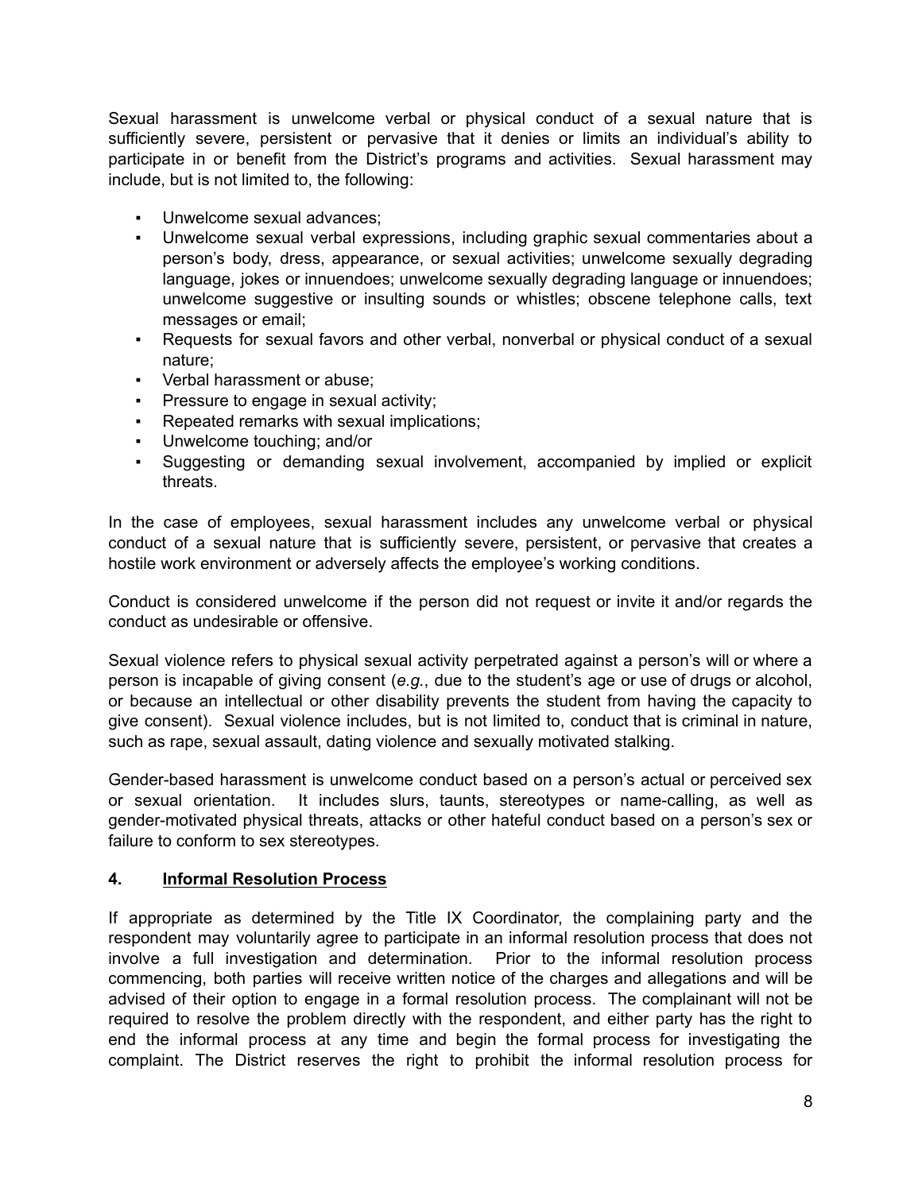Sexual harassment is unwelcome verbal or physical conduct of a sexual nature that is sufficiently severe, persistent or pervasive that it denies or limits an individual's ability to participate in or benefit from the District's programs and activities. Sexual harassment may include, but is not limited to, the following:

- Unwelcome sexual advances;
- Unwelcome sexual verbal expressions, including graphic sexual commentaries about a person's body, dress, appearance, or sexual activities; unwelcome sexually degrading language, jokes or innuendoes; unwelcome sexually degrading language or innuendoes; unwelcome suggestive or insulting sounds or whistles; obscene telephone calls, text messages or email;
- Requests for sexual favors and other verbal, nonverbal or physical conduct of a sexual nature;
- Verbal harassment or abuse;
- Pressure to engage in sexual activity;
- Repeated remarks with sexual implications;
- Unwelcome touching; and/or
- Suggesting or demanding sexual involvement, accompanied by implied or explicit threats.

In the case of employees, sexual harassment includes any unwelcome verbal or physical conduct of a sexual nature that is sufficiently severe, persistent, or pervasive that creates a hostile work environment or adversely affects the employee's working conditions.

Conduct is considered unwelcome if the person did not request or invite it and/or regards the conduct as undesirable or offensive.

Sexual violence refers to physical sexual activity perpetrated against a person's will or where a person is incapable of giving consent (*e.g.*, due to the student's age or use of drugs or alcohol, or because an intellectual or other disability prevents the student from having the capacity to give consent). Sexual violence includes, but is not limited to, conduct that is criminal in nature, such as rape, sexual assault, dating violence and sexually motivated stalking.

Gender-based harassment is unwelcome conduct based on a person's actual or perceived sex or sexual orientation. It includes slurs, taunts, stereotypes or name-calling, as well as gender-motivated physical threats, attacks or other hateful conduct based on a person's sex or failure to conform to sex stereotypes.

### 4. <u>Informal Resolution Process</u>

If appropriate as determined by the Title IX Coordinator, the complaining party and the respondent may voluntarily agree to participate in an informal resolution process that does not involve a full investigation and determination. Prior to the informal resolution process commencing, both parties will receive written notice of the charges and allegations and will be advised of their option to engage in a formal resolution process. The complainant will not be required to resolve the problem directly with the respondent, and either party has the right to end the informal process at any time and begin the formal process for investigating the complaint. The District reserves the right to prohibit the informal resolution process for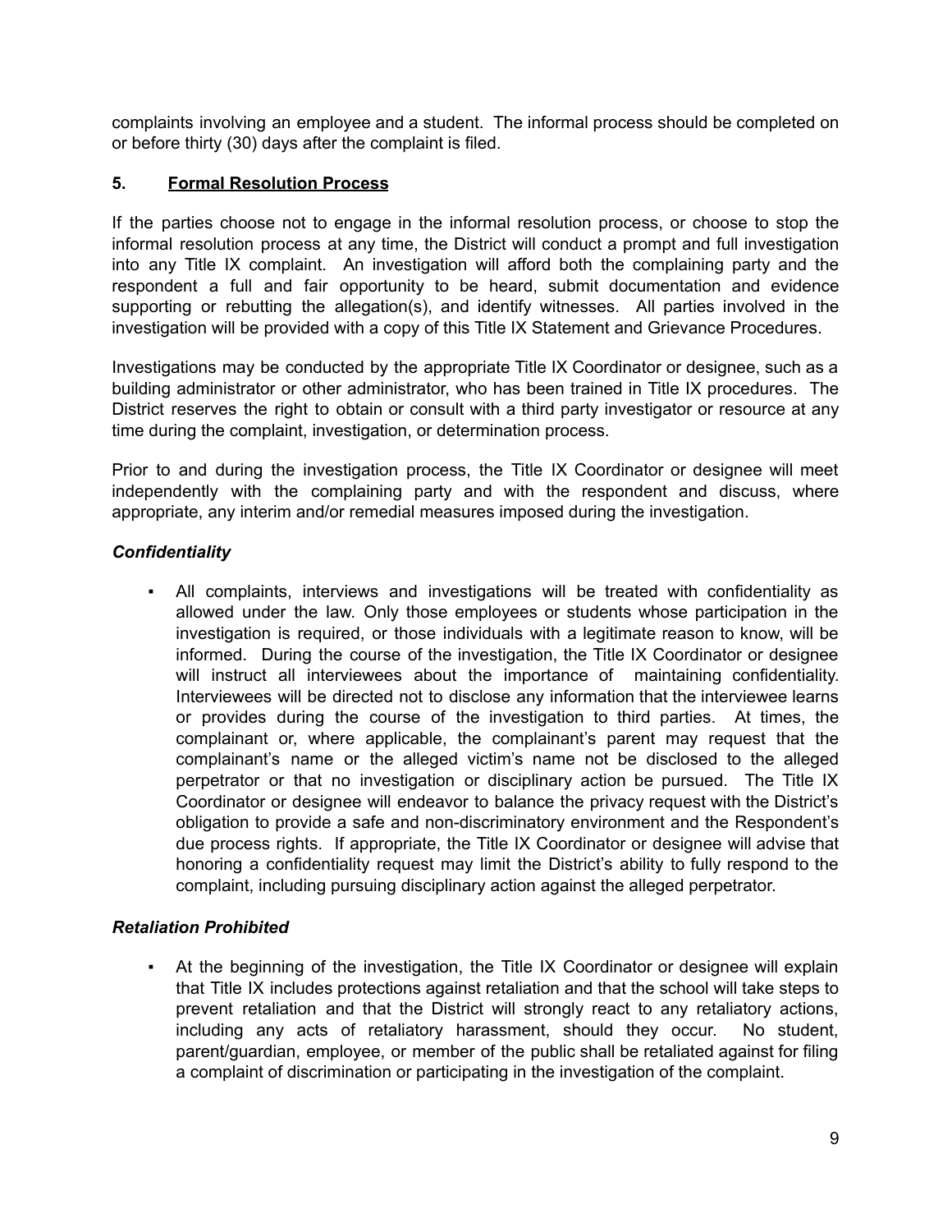complaints involving an employee and a student. The informal process should be completed on or before thirty (30) days after the complaint is filed.

## 5. Formal Resolution Process

If the parties choose not to engage in the informal resolution process, or choose to stop the informal resolution process at any time, the District will conduct a prompt and full investigation into any Title IX complaint. An investigation will afford both the complaining party and the respondent a full and fair opportunity to be heard, submit documentation and evidence supporting or rebutting the allegation(s), and identify witnesses. All parties involved in the investigation will be provided with a copy of this Title IX Statement and Grievance Procedures.

Investigations may be conducted by the appropriate Title IX Coordinator or designee, such as a building administrator or other administrator, who has been trained in Title IX procedures. The District reserves the right to obtain or consult with a third party investigator or resource at any time during the complaint, investigation, or determination process.

Prior to and during the investigation process, the Title IX Coordinator or designee will meet independently with the complaining party and with the respondent and discuss, where appropriate, any interim and/or remedial measures imposed during the investigation.

### *Confidentiality*

- All complaints, interviews and investigations will be treated with confidentiality as allowed under the law. Only those employees or students whose participation in the investigation is required, or those individuals with a legitimate reason to know, will be informed. During the course of the investigation, the Title IX Coordinator or designee will instruct all interviewees about the importance of maintaining confidentiality. Interviewees will be directed not to disclose any information that the interviewee learns or provides during the course of the investigation to third parties. At times, the complainant or, where applicable, the complainant's parent may request that the complainant's name or the alleged victim's name not be disclosed to the alleged perpetrator or that no investigation or disciplinary action be pursued. The Title IX Coordinator or designee will endeavor to balance the privacy request with the District's obligation to provide a safe and non-discriminatory environment and the Respondent's due process rights. If appropriate, the Title IX Coordinator or designee will advise that honoring a confidentiality request may limit the District's ability to fully respond to the complaint, including pursuing disciplinary action against the alleged perpetrator.

### *Retaliation Prohibited*

- At the beginning of the investigation, the Title IX Coordinator or designee will explain that Title IX includes protections against retaliation and that the school will take steps to prevent retaliation and that the District will strongly react to any retaliatory actions, including any acts of retaliatory harassment, should they occur. No student, parent/guardian, employee, or member of the public shall be retaliated against for filing a complaint of discrimination or participating in the investigation of the complaint.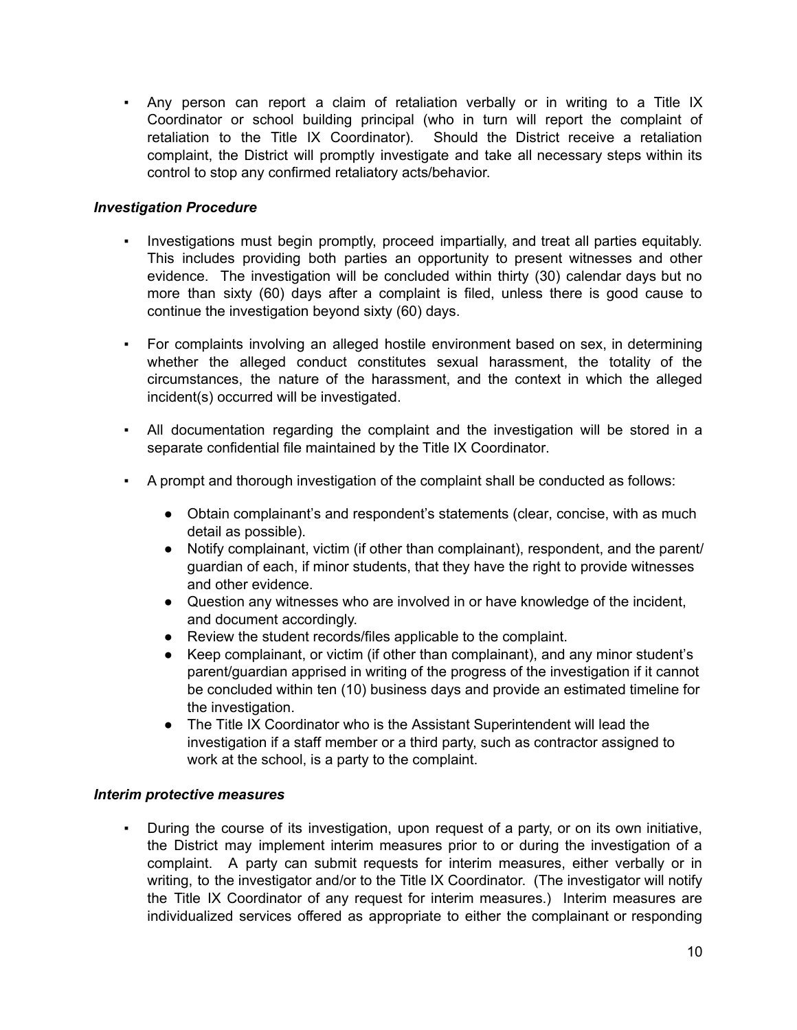- Any person can report a claim of retaliation verbally or in writing to a Title IX Coordinator or school building principal (who in turn will report the complaint of retaliation to the Title IX Coordinator). Should the District receive a retaliation complaint, the District will promptly investigate and take all necessary steps within its control to stop any confirmed retaliatory acts/behavior.

***Investigation Procedure***

- Investigations must begin promptly, proceed impartially, and treat all parties equitably. This includes providing both parties an opportunity to present witnesses and other evidence. The investigation will be concluded within thirty (30) calendar days but no more than sixty (60) days after a complaint is filed, unless there is good cause to continue the investigation beyond sixty (60) days.

- For complaints involving an alleged hostile environment based on sex, in determining whether the alleged conduct constitutes sexual harassment, the totality of the circumstances, the nature of the harassment, and the context in which the alleged incident(s) occurred will be investigated.

- All documentation regarding the complaint and the investigation will be stored in a separate confidential file maintained by the Title IX Coordinator.

- A prompt and thorough investigation of the complaint shall be conducted as follows:
    - Obtain complainant's and respondent's statements (clear, concise, with as much detail as possible).
    - Notify complainant, victim (if other than complainant), respondent, and the parent/guardian of each, if minor students, that they have the right to provide witnesses and other evidence.
    - Question any witnesses who are involved in or have knowledge of the incident, and document accordingly.
    - Review the student records/files applicable to the complaint.
    - Keep complainant, or victim (if other than complainant), and any minor student's parent/guardian apprised in writing of the progress of the investigation if it cannot be concluded within ten (10) business days and provide an estimated timeline for the investigation.
    - The Title IX Coordinator who is the Assistant Superintendent will lead the investigation if a staff member or a third party, such as contractor assigned to work at the school, is a party to the complaint.

***Interim protective measures***

- During the course of its investigation, upon request of a party, or on its own initiative, the District may implement interim measures prior to or during the investigation of a complaint. A party can submit requests for interim measures, either verbally or in writing, to the investigator and/or to the Title IX Coordinator. (The investigator will notify the Title IX Coordinator of any request for interim measures.) Interim measures are individualized services offered as appropriate to either the complainant or responding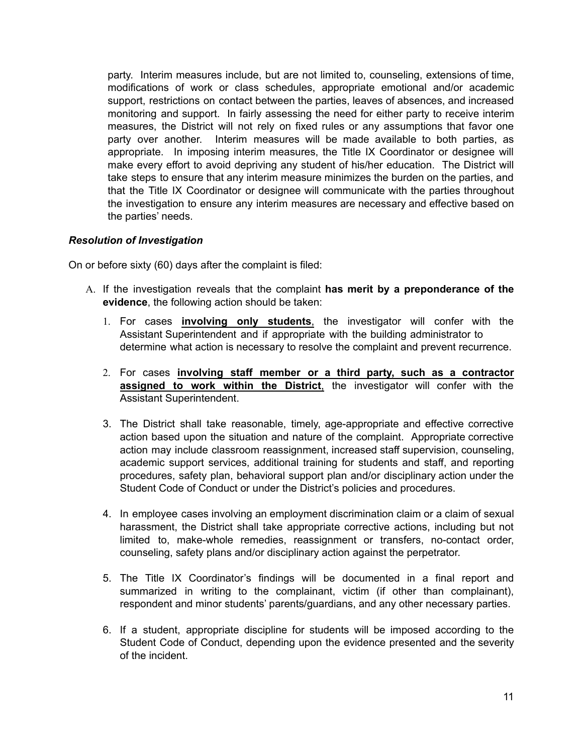party. Interim measures include, but are not limited to, counseling, extensions of time, modifications of work or class schedules, appropriate emotional and/or academic support, restrictions on contact between the parties, leaves of absences, and increased monitoring and support. In fairly assessing the need for either party to receive interim measures, the District will not rely on fixed rules or any assumptions that favor one party over another. Interim measures will be made available to both parties, as appropriate. In imposing interim measures, the Title IX Coordinator or designee will make every effort to avoid depriving any student of his/her education. The District will take steps to ensure that any interim measure minimizes the burden on the parties, and that the Title IX Coordinator or designee will communicate with the parties throughout the investigation to ensure any interim measures are necessary and effective based on the parties' needs.

***Resolution of Investigation***

On or before sixty (60) days after the complaint is filed:

A. If the investigation reveals that the complaint **has merit by a preponderance of the evidence**, the following action should be taken:

1. For cases **<u>involving only students</u>**, the investigator will confer with the Assistant Superintendent and if appropriate with the building administrator to determine what action is necessary to resolve the complaint and prevent recurrence.

2. For cases **<u>involving staff member or a third party, such as a contractor assigned to work within the District</u>**, the investigator will confer with the Assistant Superintendent.

3. The District shall take reasonable, timely, age-appropriate and effective corrective action based upon the situation and nature of the complaint. Appropriate corrective action may include classroom reassignment, increased staff supervision, counseling, academic support services, additional training for students and staff, and reporting procedures, safety plan, behavioral support plan and/or disciplinary action under the Student Code of Conduct or under the District's policies and procedures.

4. In employee cases involving an employment discrimination claim or a claim of sexual harassment, the District shall take appropriate corrective actions, including but not limited to, make-whole remedies, reassignment or transfers, no-contact order, counseling, safety plans and/or disciplinary action against the perpetrator.

5. The Title IX Coordinator's findings will be documented in a final report and summarized in writing to the complainant, victim (if other than complainant), respondent and minor students' parents/guardians, and any other necessary parties.

6. If a student, appropriate discipline for students will be imposed according to the Student Code of Conduct, depending upon the evidence presented and the severity of the incident.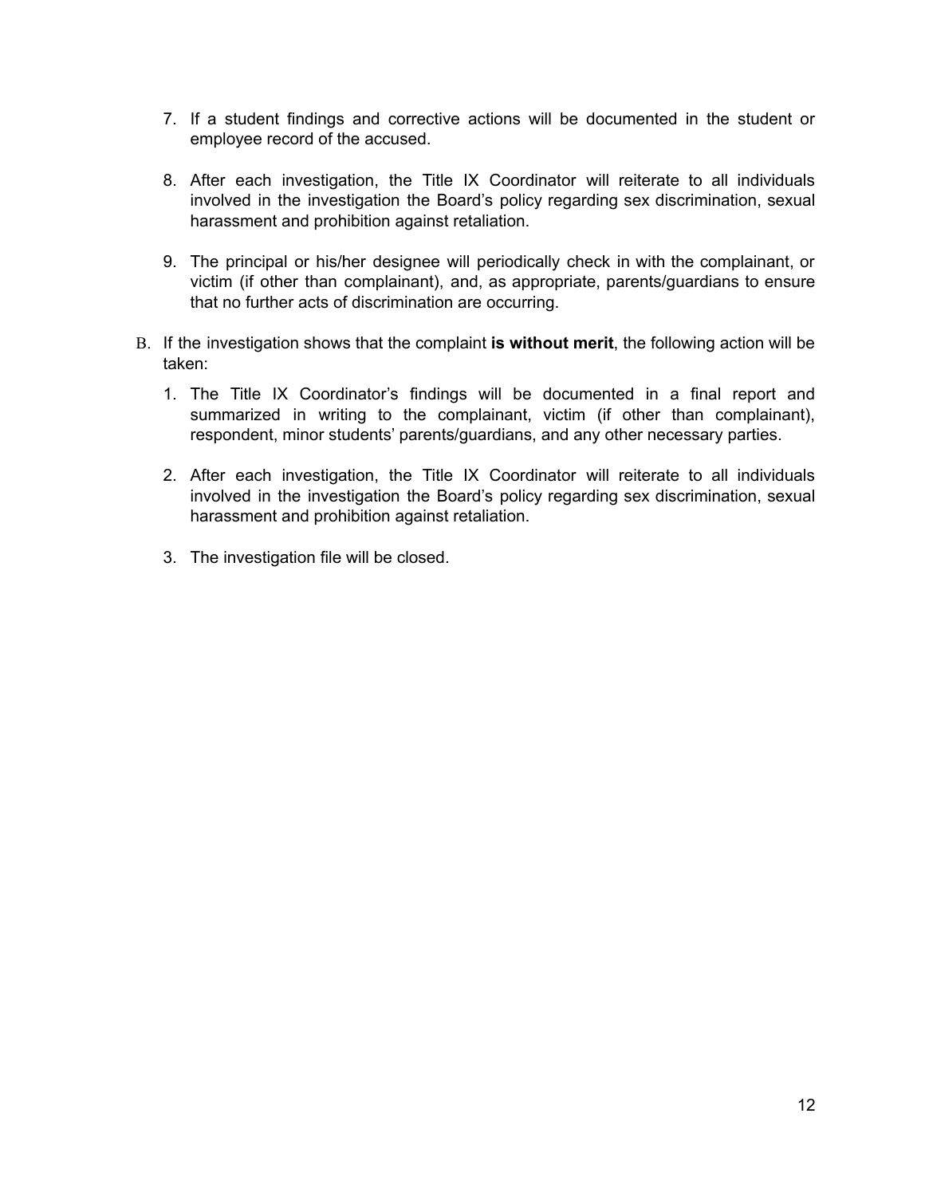7. If a student findings and corrective actions will be documented in the student or employee record of the accused.

8. After each investigation, the Title IX Coordinator will reiterate to all individuals involved in the investigation the Board's policy regarding sex discrimination, sexual harassment and prohibition against retaliation.

9. The principal or his/her designee will periodically check in with the complainant, or victim (if other than complainant), and, as appropriate, parents/guardians to ensure that no further acts of discrimination are occurring.

B. If the investigation shows that the complaint **is without merit**, the following action will be taken:

   1. The Title IX Coordinator's findings will be documented in a final report and summarized in writing to the complainant, victim (if other than complainant), respondent, minor students' parents/guardians, and any other necessary parties.

   2. After each investigation, the Title IX Coordinator will reiterate to all individuals involved in the investigation the Board's policy regarding sex discrimination, sexual harassment and prohibition against retaliation.

   3. The investigation file will be closed.